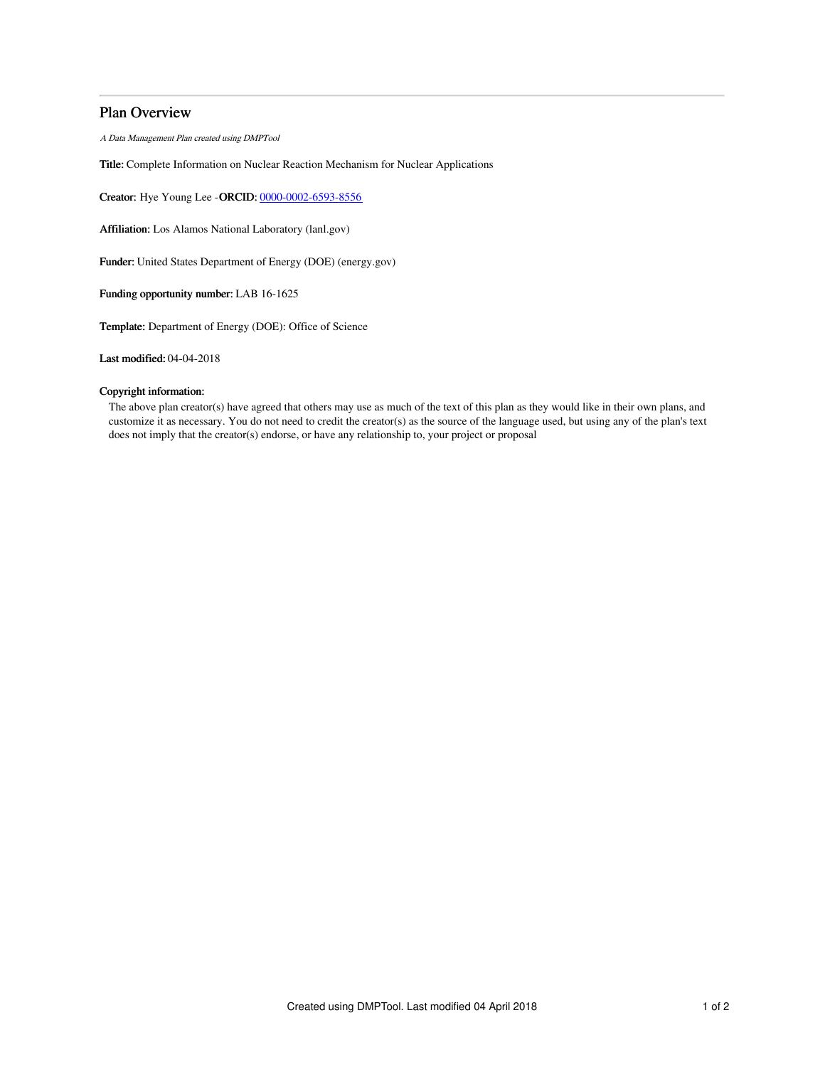# Plan Overview

*A Data Management Plan created using DMPTool*

**Title:** Complete Information on Nuclear Reaction Mechanism for Nuclear Applications

**Creator:** Hye Young Lee -**ORCID:** [0000-0002-6593-8556](https://orcid.org/0000-0002-6593-8556)

**Affiliation:** Los Alamos National Laboratory (lanl.gov)

**Funder:** United States Department of Energy (DOE) (energy.gov)

**Funding opportunity number:** LAB 16-1625

**Template:** Department of Energy (DOE): Office of Science

**Last modified:** 04-04-2018

**Copyright information:**

The above plan creator(s) have agreed that others may use as much of the text of this plan as they would like in their own plans, and customize it as necessary. You do not need to credit the creator(s) as the source of the language used, but using any of the plan's text does not imply that the creator(s) endorse, or have any relationship to, your project or proposal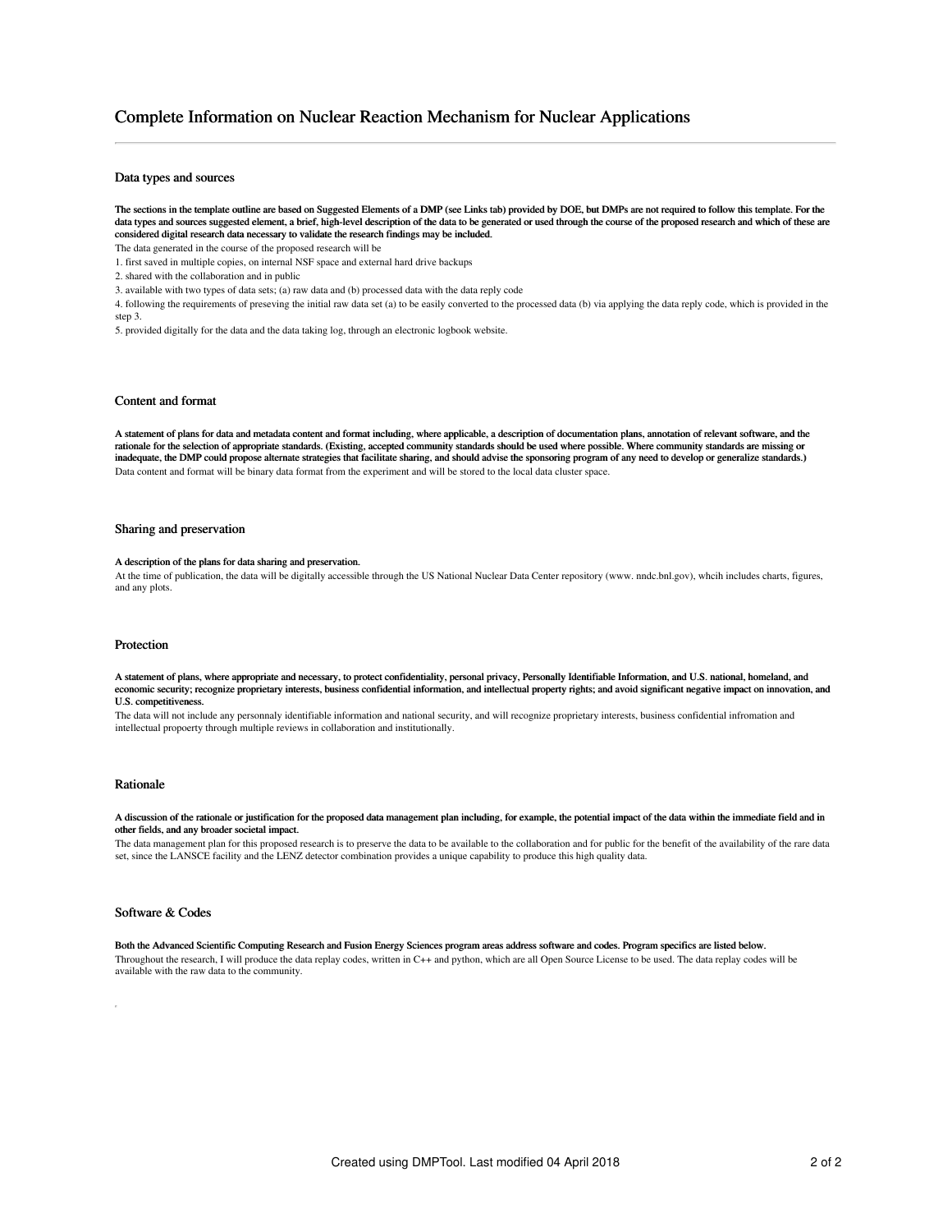# Complete Information on Nuclear Reaction Mechanism for Nuclear Applications

## Data types and sources

**The sections in the template outline are based on Suggested Elements of a DMP (see Links tab) provided by DOE, but DMPs are not required to follow this template. For the data types and sources suggested element, a brief, high-level description of the data to be generated or used through the course of the proposed research and which of these are considered digital research data necessary to validate the research findings may be included.**

The data generated in the course of the proposed research will be

1. first saved in multiple copies, on internal NSF space and external hard drive backups
2. shared with the collaboration and in public
3. available with two types of data sets; (a) raw data and (b) processed data with the data reply code
4. following the requirements of preseving the initial raw data set (a) to be easily converted to the processed data (b) via applying the data reply code, which is provided in the step 3.
5. provided digitally for the data and the data taking log, through an electronic logbook website.

## Content and format

**A statement of plans for data and metadata content and format including, where applicable, a description of documentation plans, annotation of relevant software, and the rationale for the selection of appropriate standards. (Existing, accepted community standards should be used where possible. Where community standards are missing or inadequate, the DMP could propose alternate strategies that facilitate sharing, and should advise the sponsoring program of any need to develop or generalize standards.)**

Data content and format will be binary data format from the experiment and will be stored to the local data cluster space.

## Sharing and preservation

**A description of the plans for data sharing and preservation.**

At the time of publication, the data will be digitally accessible through the US National Nuclear Data Center repository (www. nndc.bnl.gov), whcih includes charts, figures, and any plots.

## Protection

**A statement of plans, where appropriate and necessary, to protect confidentiality, personal privacy, Personally Identifiable Information, and U.S. national, homeland, and economic security; recognize proprietary interests, business confidential information, and intellectual property rights; and avoid significant negative impact on innovation, and U.S. competitiveness.**

The data will not include any personnaly identifiable information and national security, and will recognize proprietary interests, business confidential infromation and intellectual propoerty through multiple reviews in collaboration and institutionally.

## Rationale

**A discussion of the rationale or justification for the proposed data management plan including, for example, the potential impact of the data within the immediate field and in other fields, and any broader societal impact.**

The data management plan for this proposed research is to preserve the data to be available to the collaboration and for public for the benefit of the availability of the rare data set, since the LANSCE facility and the LENZ detector combination provides a unique capability to produce this high quality data.

## Software & Codes

**Both the Advanced Scientific Computing Research and Fusion Energy Sciences program areas address software and codes. Program specifics are listed below.**

Throughout the research, I will produce the data replay codes, written in C++ and python, which are all Open Source License to be used. The data replay codes will be available with the raw data to the community.